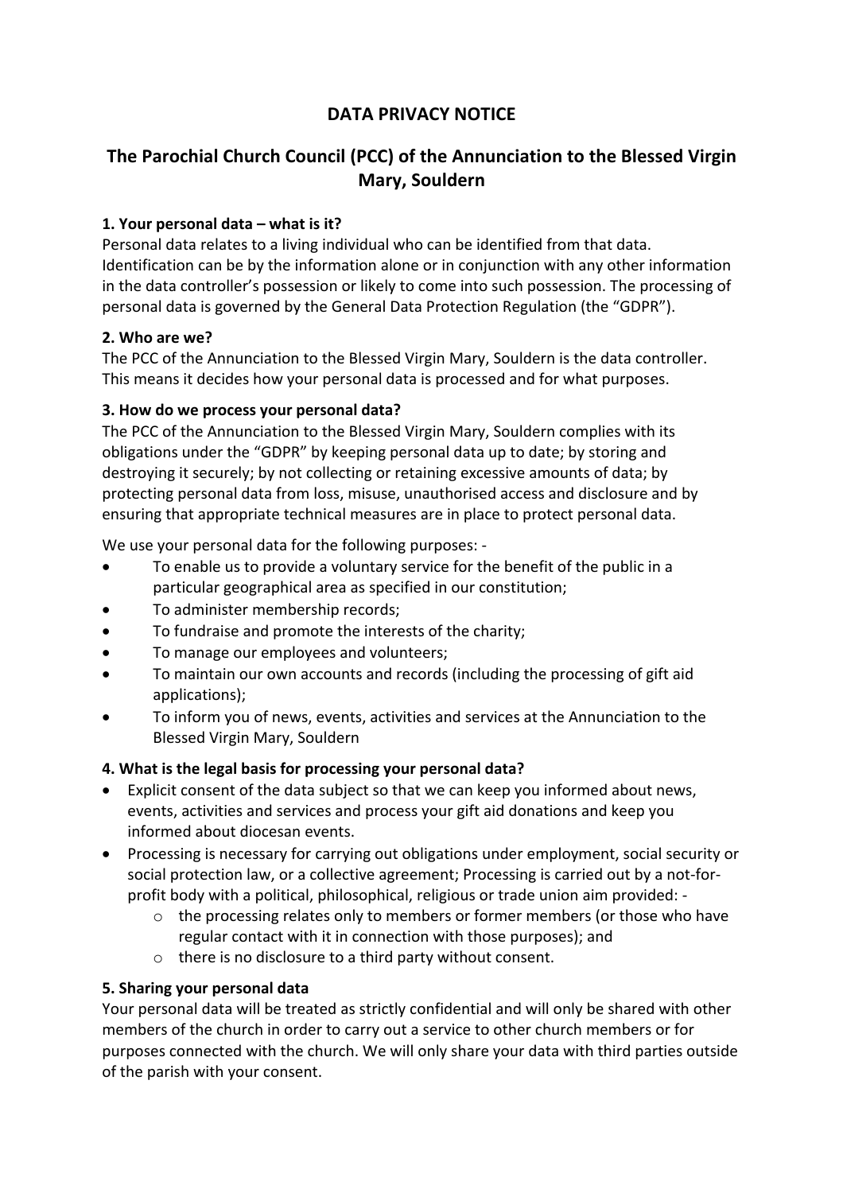# DATA PRIVACY NOTICE

## The Parochial Church Council (PCC) of the Annunciation to the Blessed Virgin Mary, Souldern

**1. Your personal data – what is it?**

Personal data relates to a living individual who can be identified from that data. Identification can be by the information alone or in conjunction with any other information in the data controller's possession or likely to come into such possession. The processing of personal data is governed by the General Data Protection Regulation (the "GDPR").

**2. Who are we?**

The PCC of the Annunciation to the Blessed Virgin Mary, Souldern is the data controller. This means it decides how your personal data is processed and for what purposes.

**3. How do we process your personal data?**

The PCC of the Annunciation to the Blessed Virgin Mary, Souldern complies with its obligations under the "GDPR" by keeping personal data up to date; by storing and destroying it securely; by not collecting or retaining excessive amounts of data; by protecting personal data from loss, misuse, unauthorised access and disclosure and by ensuring that appropriate technical measures are in place to protect personal data.

We use your personal data for the following purposes: -

- To enable us to provide a voluntary service for the benefit of the public in a particular geographical area as specified in our constitution;
- To administer membership records;
- To fundraise and promote the interests of the charity;
- To manage our employees and volunteers;
- To maintain our own accounts and records (including the processing of gift aid applications);
- To inform you of news, events, activities and services at the Annunciation to the Blessed Virgin Mary, Souldern

**4. What is the legal basis for processing your personal data?**

- Explicit consent of the data subject so that we can keep you informed about news, events, activities and services and process your gift aid donations and keep you informed about diocesan events.
- Processing is necessary for carrying out obligations under employment, social security or social protection law, or a collective agreement; Processing is carried out by a not-for-profit body with a political, philosophical, religious or trade union aim provided: -
  - the processing relates only to members or former members (or those who have regular contact with it in connection with those purposes); and
  - there is no disclosure to a third party without consent.

**5. Sharing your personal data**

Your personal data will be treated as strictly confidential and will only be shared with other members of the church in order to carry out a service to other church members or for purposes connected with the church. We will only share your data with third parties outside of the parish with your consent.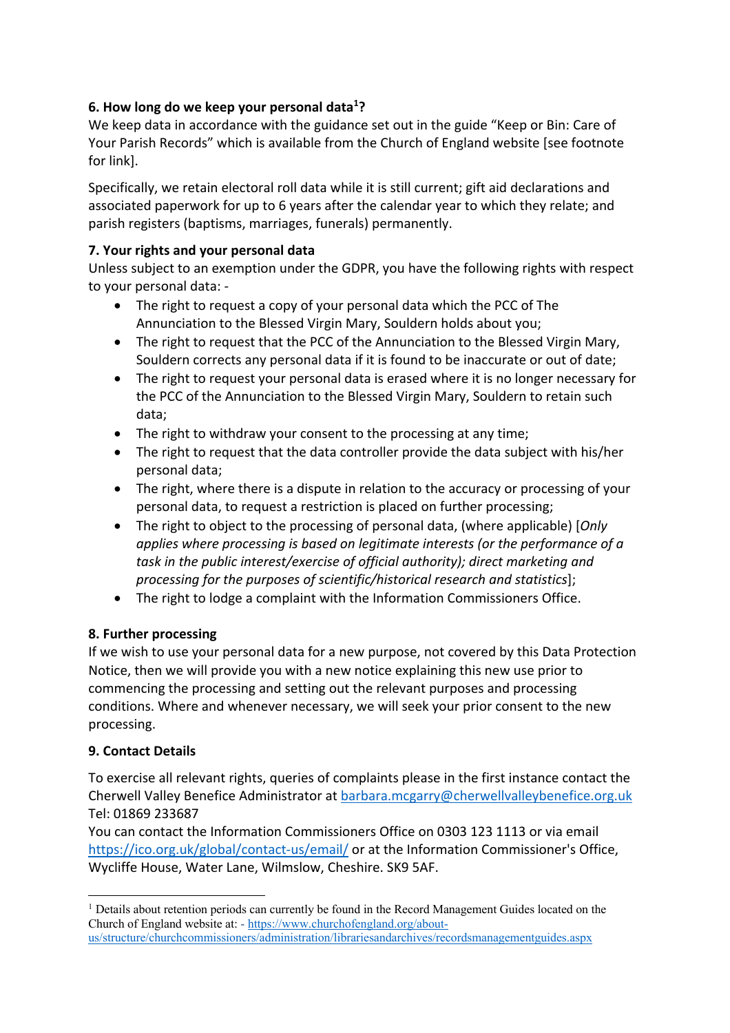### 6. How long do we keep your personal data[1]?

We keep data in accordance with the guidance set out in the guide "Keep or Bin: Care of Your Parish Records" which is available from the Church of England website [see footnote for link].

Specifically, we retain electoral roll data while it is still current; gift aid declarations and associated paperwork for up to 6 years after the calendar year to which they relate; and parish registers (baptisms, marriages, funerals) permanently.

### 7. Your rights and your personal data

Unless subject to an exemption under the GDPR, you have the following rights with respect to your personal data: -

- The right to request a copy of your personal data which the PCC of The Annunciation to the Blessed Virgin Mary, Souldern holds about you;
- The right to request that the PCC of the Annunciation to the Blessed Virgin Mary, Souldern corrects any personal data if it is found to be inaccurate or out of date;
- The right to request your personal data is erased where it is no longer necessary for the PCC of the Annunciation to the Blessed Virgin Mary, Souldern to retain such data;
- The right to withdraw your consent to the processing at any time;
- The right to request that the data controller provide the data subject with his/her personal data;
- The right, where there is a dispute in relation to the accuracy or processing of your personal data, to request a restriction is placed on further processing;
- The right to object to the processing of personal data, (where applicable) [*Only applies where processing is based on legitimate interests (or the performance of a task in the public interest/exercise of official authority); direct marketing and processing for the purposes of scientific/historical research and statistics*];
- The right to lodge a complaint with the Information Commissioners Office.

### 8. Further processing

If we wish to use your personal data for a new purpose, not covered by this Data Protection Notice, then we will provide you with a new notice explaining this new use prior to commencing the processing and setting out the relevant purposes and processing conditions. Where and whenever necessary, we will seek your prior consent to the new processing.

### 9. Contact Details

To exercise all relevant rights, queries of complaints please in the first instance contact the Cherwell Valley Benefice Administrator at barbara.mcgarry@cherwellvalleybenefice.org.uk Tel: 01869 233687

You can contact the Information Commissioners Office on 0303 123 1113 or via email https://ico.org.uk/global/contact-us/email/ or at the Information Commissioner's Office, Wycliffe House, Water Lane, Wilmslow, Cheshire. SK9 5AF.

---

[1] Details about retention periods can currently be found in the Record Management Guides located on the Church of England website at: - https://www.churchofengland.org/about-us/structure/churchcommissioners/administration/librariesandarchives/recordsmanagementguides.aspx